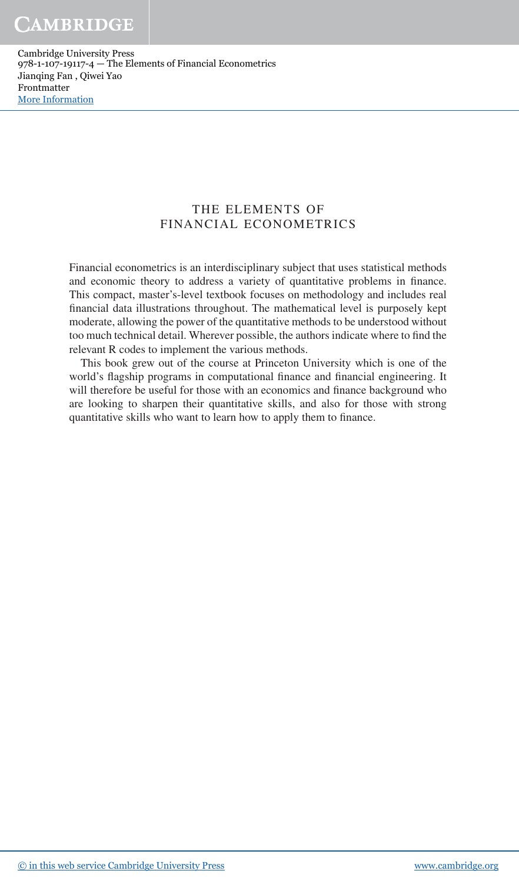# THE ELEMENTS OF FINANCIAL ECONOMETRICS

Financial econometrics is an interdisciplinary subject that uses statistical methods and economic theory to address a variety of quantitative problems in finance. This compact, master's-level textbook focuses on methodology and includes real financial data illustrations throughout. The mathematical level is purposely kept moderate, allowing the power of the quantitative methods to be understood without too much technical detail. Wherever possible, the authors indicate where to find the relevant R codes to implement the various methods.

This book grew out of the course at Princeton University which is one of the world's flagship programs in computational finance and financial engineering. It will therefore be useful for those with an economics and finance background who are looking to sharpen their quantitative skills, and also for those with strong quantitative skills who want to learn how to apply them to finance.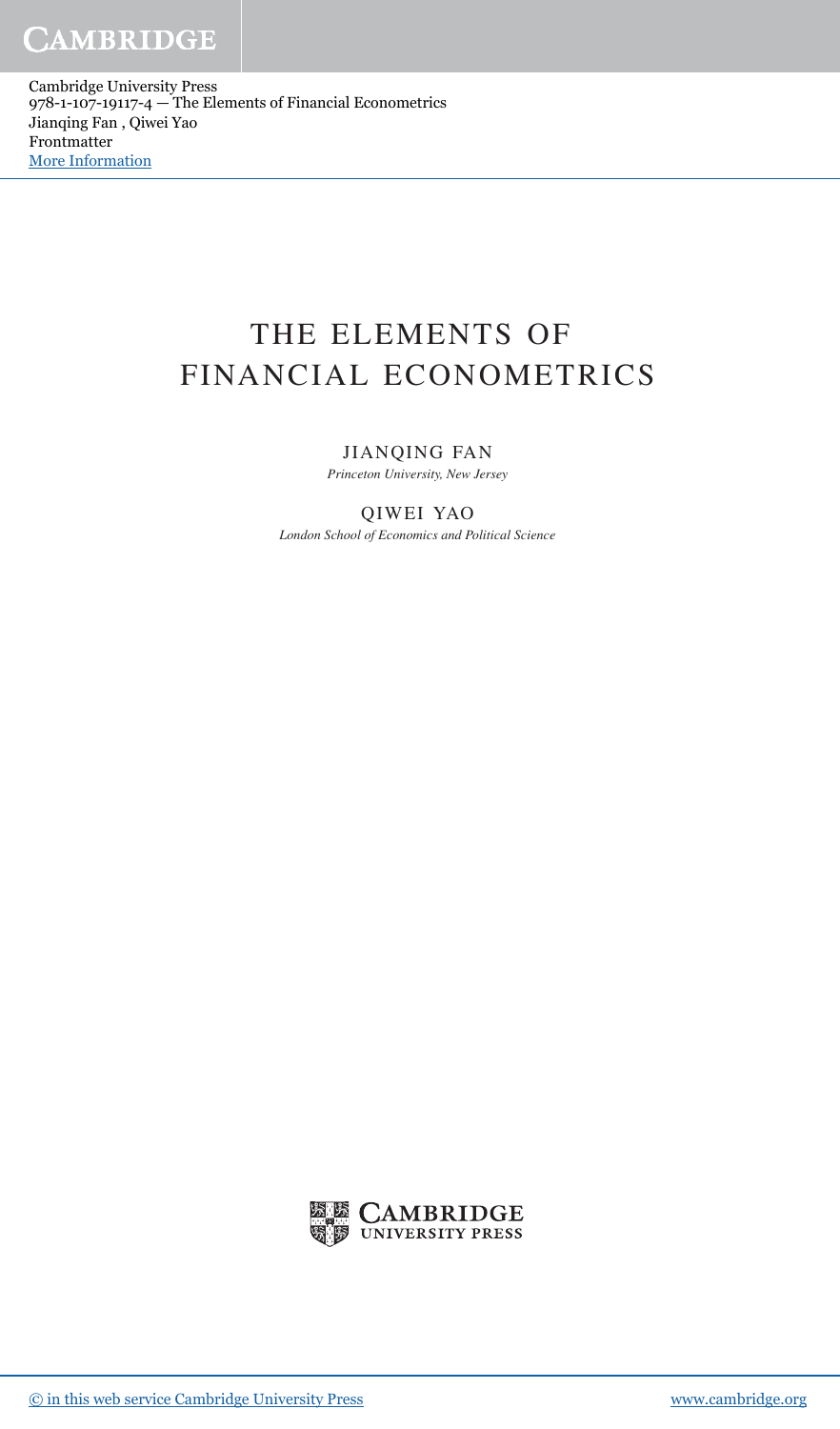# THE ELEMENTS OF FINANCIAL ECONOMETRICS

JIANQING FAN

*Princeton University, New Jersey*

QIWEI YAO

*London School of Economics and Political Science*

CAMBRIDGE UNIVERSITY PRESS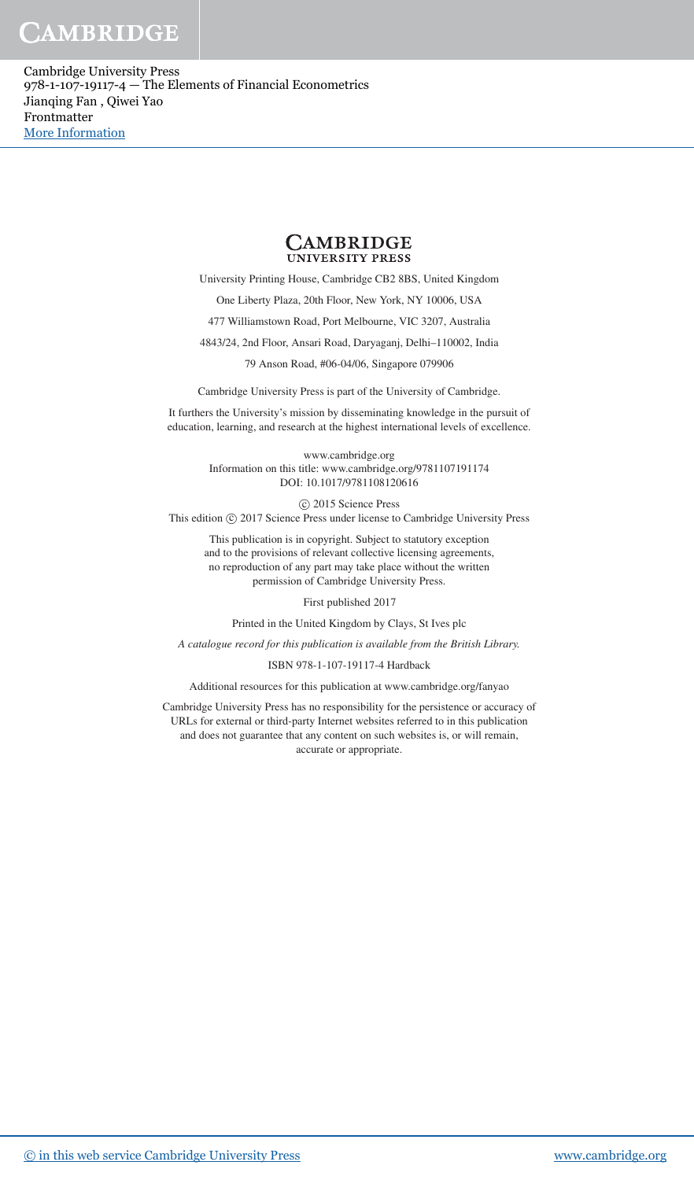**CAMBRIDGE**
**UNIVERSITY PRESS**

University Printing House, Cambridge CB2 8BS, United Kingdom

One Liberty Plaza, 20th Floor, New York, NY 10006, USA

477 Williamstown Road, Port Melbourne, VIC 3207, Australia

4843/24, 2nd Floor, Ansari Road, Daryaganj, Delhi–110002, India

79 Anson Road, #06-04/06, Singapore 079906

Cambridge University Press is part of the University of Cambridge.

It furthers the University's mission by disseminating knowledge in the pursuit of education, learning, and research at the highest international levels of excellence.

www.cambridge.org
Information on this title: www.cambridge.org/9781107191174
DOI: 10.1017/9781108120616

© 2015 Science Press
This edition © 2017 Science Press under license to Cambridge University Press

This publication is in copyright. Subject to statutory exception and to the provisions of relevant collective licensing agreements, no reproduction of any part may take place without the written permission of Cambridge University Press.

First published 2017

Printed in the United Kingdom by Clays, St Ives plc

*A catalogue record for this publication is available from the British Library.*

ISBN 978-1-107-19117-4 Hardback

Additional resources for this publication at www.cambridge.org/fanyao

Cambridge University Press has no responsibility for the persistence or accuracy of URLs for external or third-party Internet websites referred to in this publication and does not guarantee that any content on such websites is, or will remain, accurate or appropriate.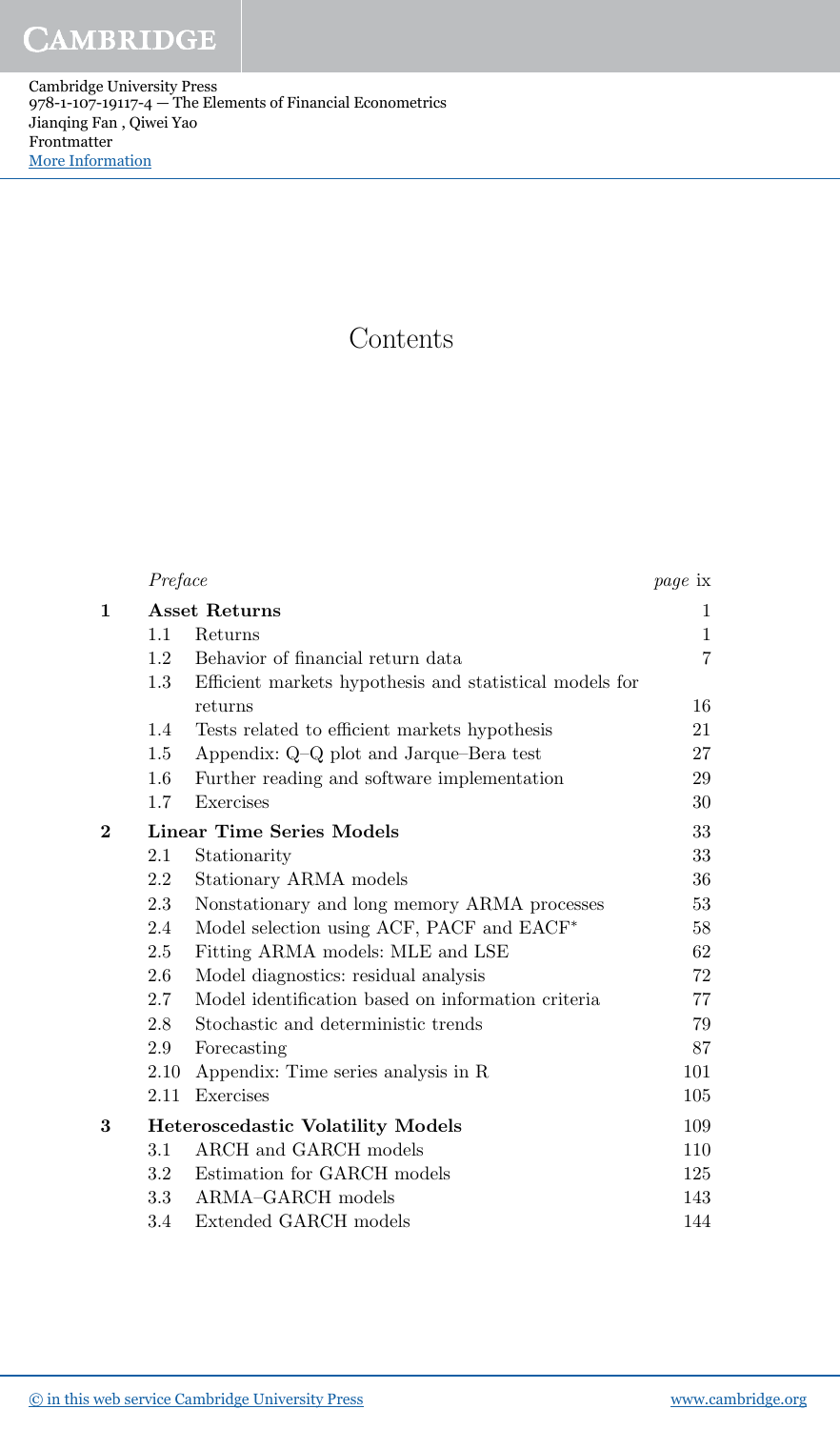# Contents

| | | |
|---|---|---|
| | *Preface* | *page* ix |
| **1** | **Asset Returns** | 1 |
| 1.1 | Returns | 1 |
| 1.2 | Behavior of financial return data | 7 |
| 1.3 | Efficient markets hypothesis and statistical models for returns | 16 |
| 1.4 | Tests related to efficient markets hypothesis | 21 |
| 1.5 | Appendix: Q–Q plot and Jarque–Bera test | 27 |
| 1.6 | Further reading and software implementation | 29 |
| 1.7 | Exercises | 30 |
| **2** | **Linear Time Series Models** | 33 |
| 2.1 | Stationarity | 33 |
| 2.2 | Stationary ARMA models | 36 |
| 2.3 | Nonstationary and long memory ARMA processes | 53 |
| 2.4 | Model selection using ACF, PACF and EACF* | 58 |
| 2.5 | Fitting ARMA models: MLE and LSE | 62 |
| 2.6 | Model diagnostics: residual analysis | 72 |
| 2.7 | Model identification based on information criteria | 77 |
| 2.8 | Stochastic and deterministic trends | 79 |
| 2.9 | Forecasting | 87 |
| 2.10 | Appendix: Time series analysis in R | 101 |
| 2.11 | Exercises | 105 |
| **3** | **Heteroscedastic Volatility Models** | 109 |
| 3.1 | ARCH and GARCH models | 110 |
| 3.2 | Estimation for GARCH models | 125 |
| 3.3 | ARMA–GARCH models | 143 |
| 3.4 | Extended GARCH models | 144 |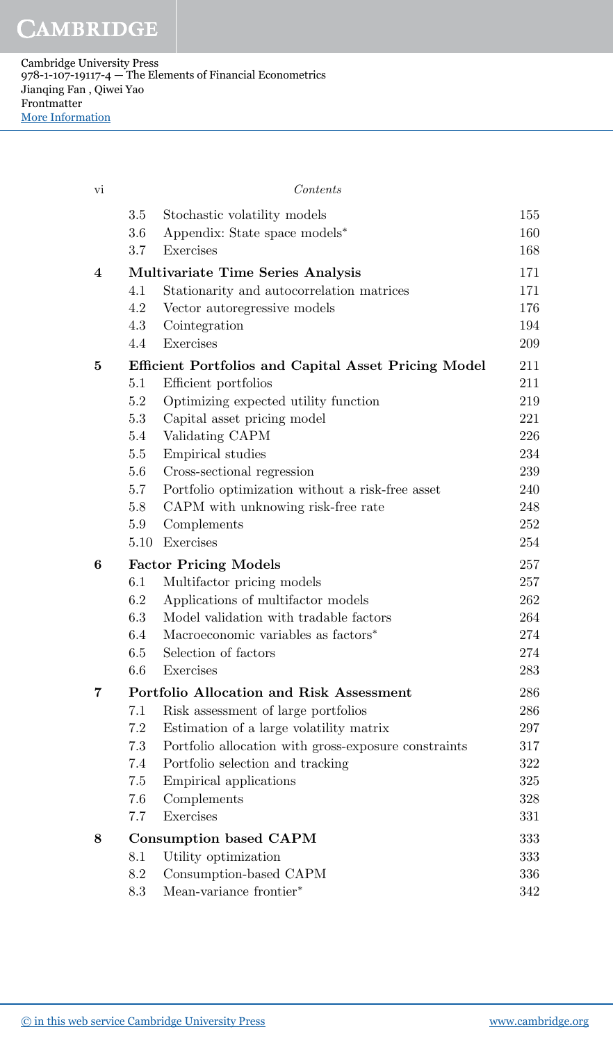| | | |
|---|---|---|
| 3.5 | Stochastic volatility models | 155 |
| 3.6 | Appendix: State space models* | 160 |
| 3.7 | Exercises | 168 |
| **4** | **Multivariate Time Series Analysis** | **171** |
| 4.1 | Stationarity and autocorrelation matrices | 171 |
| 4.2 | Vector autoregressive models | 176 |
| 4.3 | Cointegration | 194 |
| 4.4 | Exercises | 209 |
| **5** | **Efficient Portfolios and Capital Asset Pricing Model** | **211** |
| 5.1 | Efficient portfolios | 211 |
| 5.2 | Optimizing expected utility function | 219 |
| 5.3 | Capital asset pricing model | 221 |
| 5.4 | Validating CAPM | 226 |
| 5.5 | Empirical studies | 234 |
| 5.6 | Cross-sectional regression | 239 |
| 5.7 | Portfolio optimization without a risk-free asset | 240 |
| 5.8 | CAPM with unknowing risk-free rate | 248 |
| 5.9 | Complements | 252 |
| 5.10 | Exercises | 254 |
| **6** | **Factor Pricing Models** | **257** |
| 6.1 | Multifactor pricing models | 257 |
| 6.2 | Applications of multifactor models | 262 |
| 6.3 | Model validation with tradable factors | 264 |
| 6.4 | Macroeconomic variables as factors* | 274 |
| 6.5 | Selection of factors | 274 |
| 6.6 | Exercises | 283 |
| **7** | **Portfolio Allocation and Risk Assessment** | **286** |
| 7.1 | Risk assessment of large portfolios | 286 |
| 7.2 | Estimation of a large volatility matrix | 297 |
| 7.3 | Portfolio allocation with gross-exposure constraints | 317 |
| 7.4 | Portfolio selection and tracking | 322 |
| 7.5 | Empirical applications | 325 |
| 7.6 | Complements | 328 |
| 7.7 | Exercises | 331 |
| **8** | **Consumption based CAPM** | **333** |
| 8.1 | Utility optimization | 333 |
| 8.2 | Consumption-based CAPM | 336 |
| 8.3 | Mean-variance frontier* | 342 |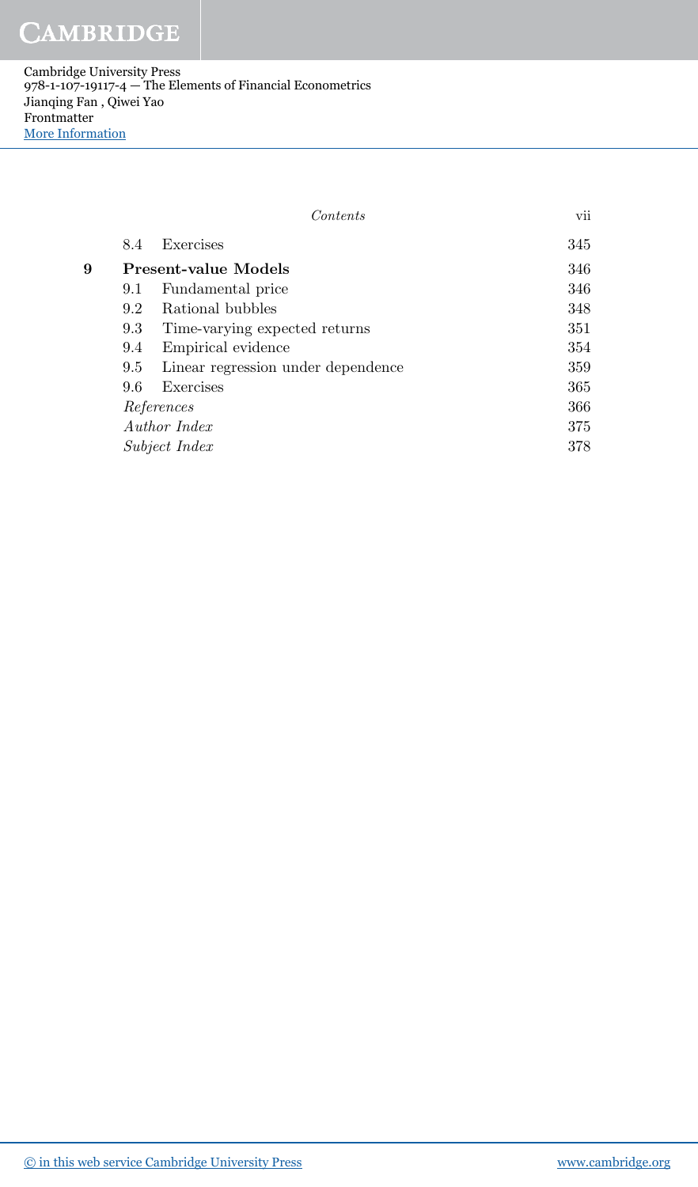| | | |
|---|---|---|
| 8.4 | Exercises | 345 |
| **9** | **Present-value Models** | **346** |
| 9.1 | Fundamental price | 346 |
| 9.2 | Rational bubbles | 348 |
| 9.3 | Time-varying expected returns | 351 |
| 9.4 | Empirical evidence | 354 |
| 9.5 | Linear regression under dependence | 359 |
| 9.6 | Exercises | 365 |
| *References* | | 366 |
| *Author Index* | | 375 |
| *Subject Index* | | 378 |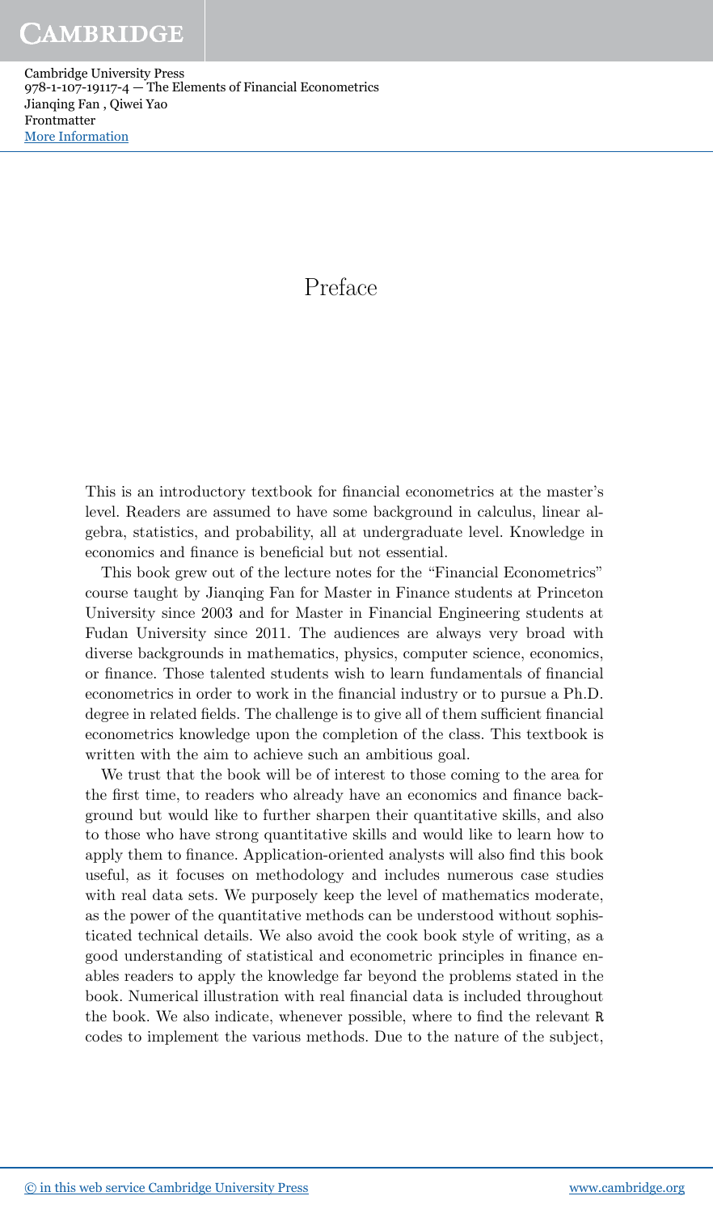# Preface

This is an introductory textbook for financial econometrics at the master's level. Readers are assumed to have some background in calculus, linear algebra, statistics, and probability, all at undergraduate level. Knowledge in economics and finance is beneficial but not essential.

This book grew out of the lecture notes for the "Financial Econometrics" course taught by Jianqing Fan for Master in Finance students at Princeton University since 2003 and for Master in Financial Engineering students at Fudan University since 2011. The audiences are always very broad with diverse backgrounds in mathematics, physics, computer science, economics, or finance. Those talented students wish to learn fundamentals of financial econometrics in order to work in the financial industry or to pursue a Ph.D. degree in related fields. The challenge is to give all of them sufficient financial econometrics knowledge upon the completion of the class. This textbook is written with the aim to achieve such an ambitious goal.

We trust that the book will be of interest to those coming to the area for the first time, to readers who already have an economics and finance background but would like to further sharpen their quantitative skills, and also to those who have strong quantitative skills and would like to learn how to apply them to finance. Application-oriented analysts will also find this book useful, as it focuses on methodology and includes numerous case studies with real data sets. We purposely keep the level of mathematics moderate, as the power of the quantitative methods can be understood without sophisticated technical details. We also avoid the cook book style of writing, as a good understanding of statistical and econometric principles in finance enables readers to apply the knowledge far beyond the problems stated in the book. Numerical illustration with real financial data is included throughout the book. We also indicate, whenever possible, where to find the relevant R codes to implement the various methods. Due to the nature of the subject,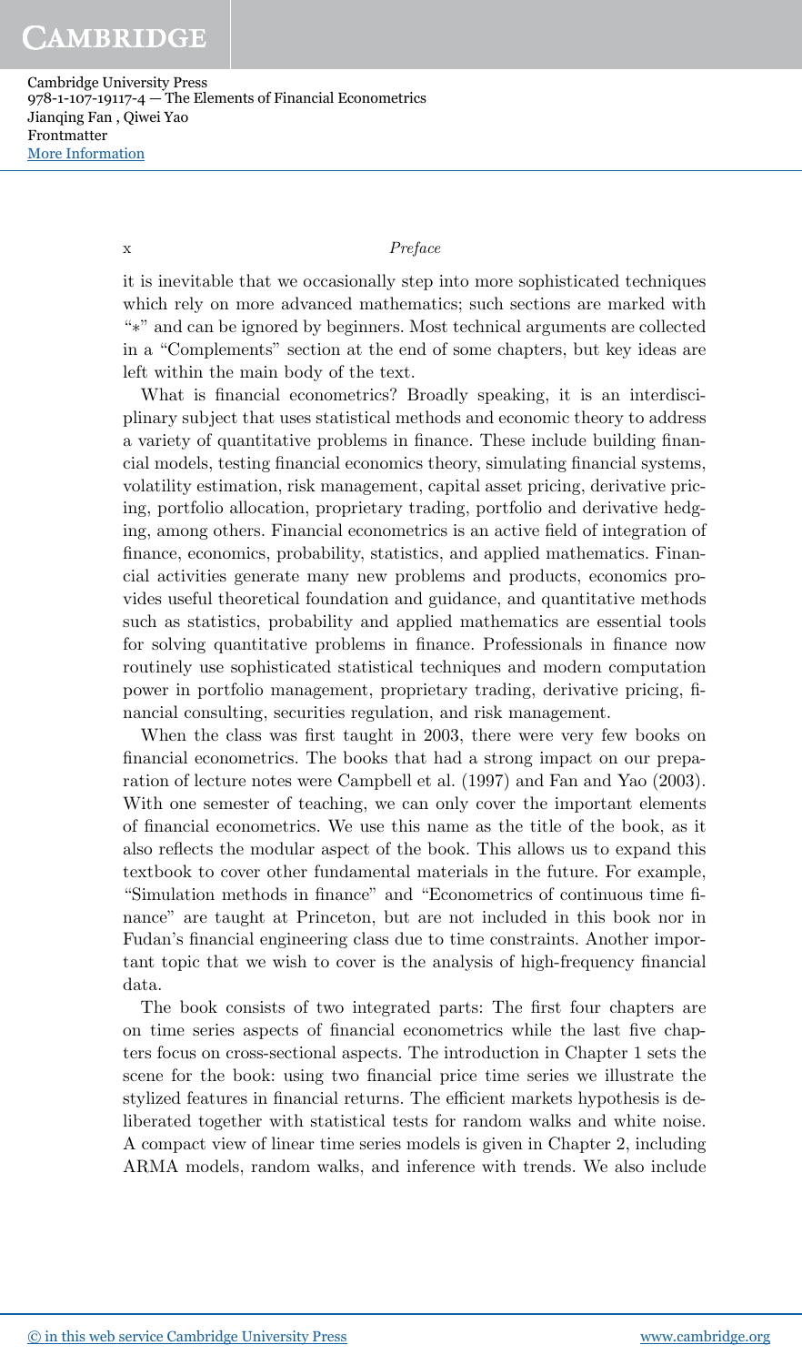it is inevitable that we occasionally step into more sophisticated techniques which rely on more advanced mathematics; such sections are marked with "∗" and can be ignored by beginners. Most technical arguments are collected in a "Complements" section at the end of some chapters, but key ideas are left within the main body of the text.

What is financial econometrics? Broadly speaking, it is an interdisciplinary subject that uses statistical methods and economic theory to address a variety of quantitative problems in finance. These include building financial models, testing financial economics theory, simulating financial systems, volatility estimation, risk management, capital asset pricing, derivative pricing, portfolio allocation, proprietary trading, portfolio and derivative hedging, among others. Financial econometrics is an active field of integration of finance, economics, probability, statistics, and applied mathematics. Financial activities generate many new problems and products, economics provides useful theoretical foundation and guidance, and quantitative methods such as statistics, probability and applied mathematics are essential tools for solving quantitative problems in finance. Professionals in finance now routinely use sophisticated statistical techniques and modern computation power in portfolio management, proprietary trading, derivative pricing, financial consulting, securities regulation, and risk management.

When the class was first taught in 2003, there were very few books on financial econometrics. The books that had a strong impact on our preparation of lecture notes were Campbell et al. (1997) and Fan and Yao (2003). With one semester of teaching, we can only cover the important elements of financial econometrics. We use this name as the title of the book, as it also reflects the modular aspect of the book. This allows us to expand this textbook to cover other fundamental materials in the future. For example, "Simulation methods in finance" and "Econometrics of continuous time finance" are taught at Princeton, but are not included in this book nor in Fudan's financial engineering class due to time constraints. Another important topic that we wish to cover is the analysis of high-frequency financial data.

The book consists of two integrated parts: The first four chapters are on time series aspects of financial econometrics while the last five chapters focus on cross-sectional aspects. The introduction in Chapter 1 sets the scene for the book: using two financial price time series we illustrate the stylized features in financial returns. The efficient markets hypothesis is deliberated together with statistical tests for random walks and white noise. A compact view of linear time series models is given in Chapter 2, including ARMA models, random walks, and inference with trends. We also include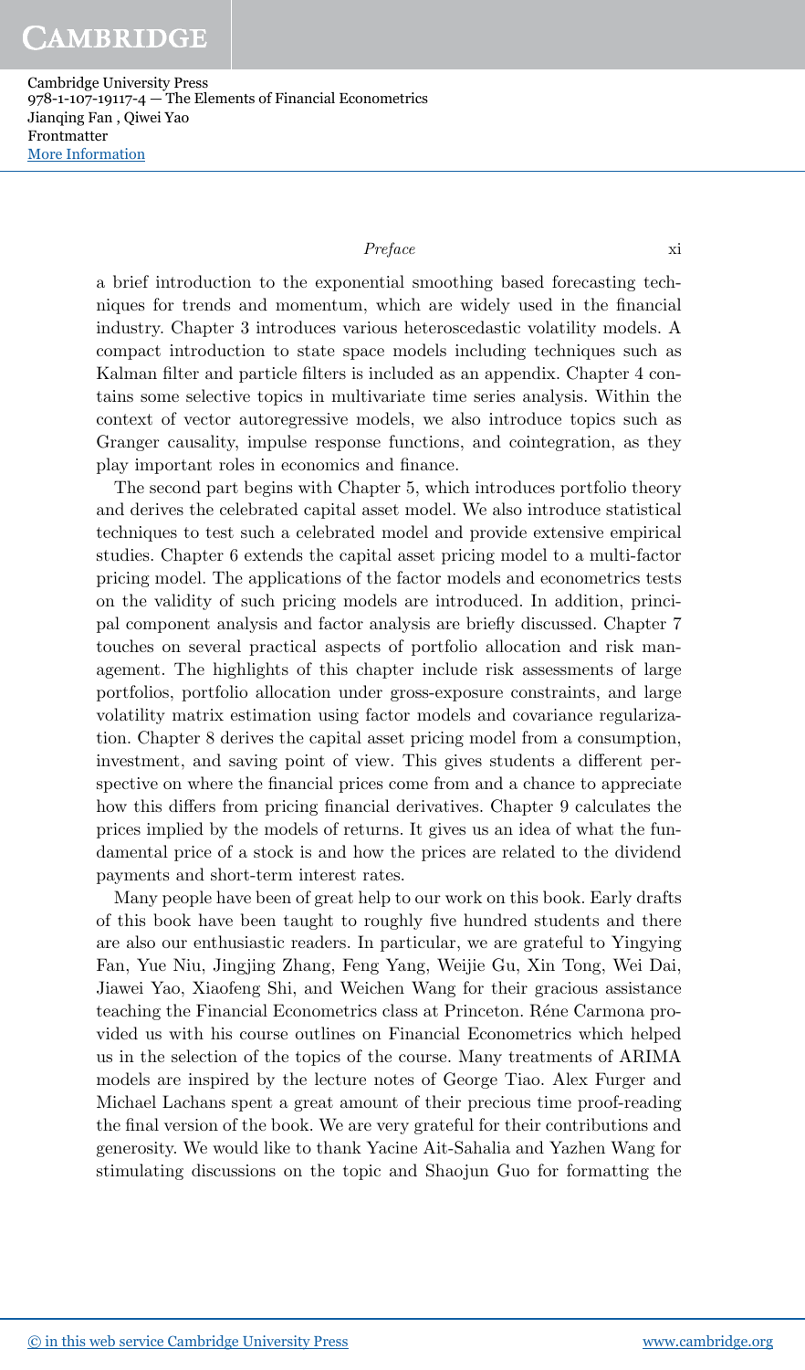a brief introduction to the exponential smoothing based forecasting techniques for trends and momentum, which are widely used in the financial industry. Chapter 3 introduces various heteroscedastic volatility models. A compact introduction to state space models including techniques such as Kalman filter and particle filters is included as an appendix. Chapter 4 contains some selective topics in multivariate time series analysis. Within the context of vector autoregressive models, we also introduce topics such as Granger causality, impulse response functions, and cointegration, as they play important roles in economics and finance.

The second part begins with Chapter 5, which introduces portfolio theory and derives the celebrated capital asset model. We also introduce statistical techniques to test such a celebrated model and provide extensive empirical studies. Chapter 6 extends the capital asset pricing model to a multi-factor pricing model. The applications of the factor models and econometrics tests on the validity of such pricing models are introduced. In addition, principal component analysis and factor analysis are briefly discussed. Chapter 7 touches on several practical aspects of portfolio allocation and risk management. The highlights of this chapter include risk assessments of large portfolios, portfolio allocation under gross-exposure constraints, and large volatility matrix estimation using factor models and covariance regularization. Chapter 8 derives the capital asset pricing model from a consumption, investment, and saving point of view. This gives students a different perspective on where the financial prices come from and a chance to appreciate how this differs from pricing financial derivatives. Chapter 9 calculates the prices implied by the models of returns. It gives us an idea of what the fundamental price of a stock is and how the prices are related to the dividend payments and short-term interest rates.

Many people have been of great help to our work on this book. Early drafts of this book have been taught to roughly five hundred students and there are also our enthusiastic readers. In particular, we are grateful to Yingying Fan, Yue Niu, Jingjing Zhang, Feng Yang, Weijie Gu, Xin Tong, Wei Dai, Jiawei Yao, Xiaofeng Shi, and Weichen Wang for their gracious assistance teaching the Financial Econometrics class at Princeton. Réne Carmona provided us with his course outlines on Financial Econometrics which helped us in the selection of the topics of the course. Many treatments of ARIMA models are inspired by the lecture notes of George Tiao. Alex Furger and Michael Lachans spent a great amount of their precious time proof-reading the final version of the book. We are very grateful for their contributions and generosity. We would like to thank Yacine Ait-Sahalia and Yazhen Wang for stimulating discussions on the topic and Shaojun Guo for formatting the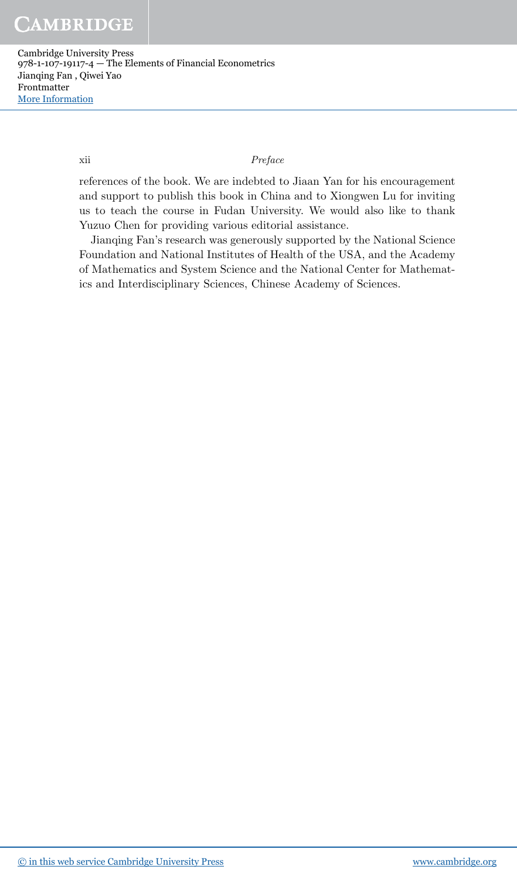references of the book. We are indebted to Jiaan Yan for his encouragement and support to publish this book in China and to Xiongwen Lu for inviting us to teach the course in Fudan University. We would also like to thank Yuzuo Chen for providing various editorial assistance.

Jianqing Fan's research was generously supported by the National Science Foundation and National Institutes of Health of the USA, and the Academy of Mathematics and System Science and the National Center for Mathematics and Interdisciplinary Sciences, Chinese Academy of Sciences.